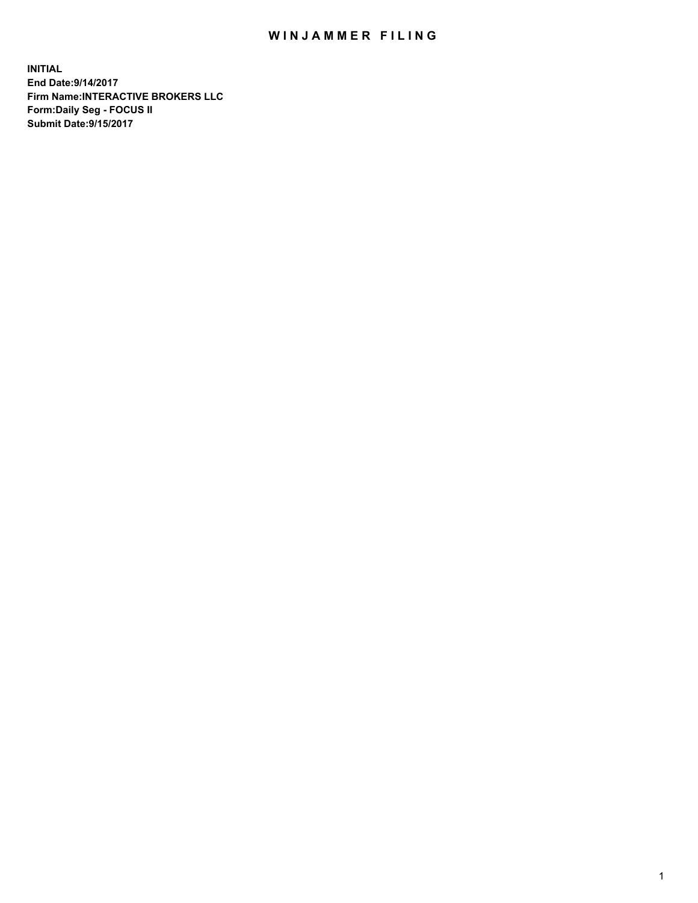# WINJAMMER FILING

**INITIAL**
**End Date:9/14/2017**
**Firm Name:INTERACTIVE BROKERS LLC**
**Form:Daily Seg - FOCUS II**
**Submit Date:9/15/2017**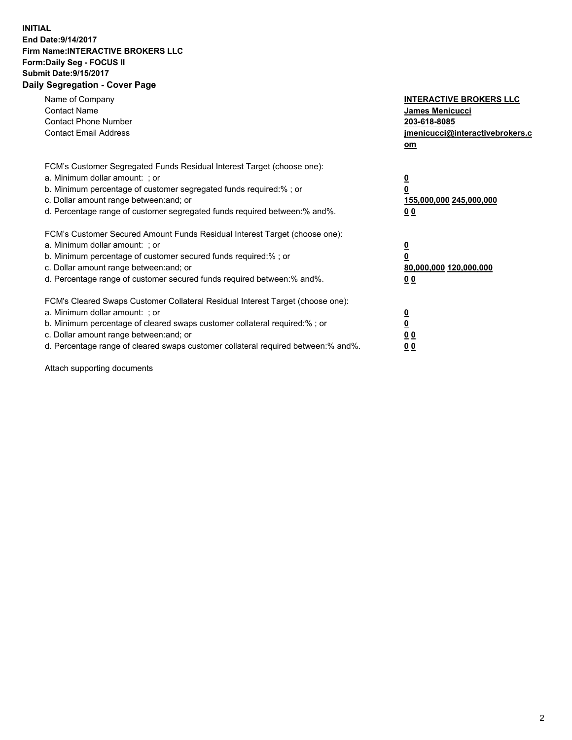**INITIAL**
**End Date:9/14/2017**
**Firm Name:INTERACTIVE BROKERS LLC**
**Form:Daily Seg - FOCUS II**
**Submit Date:9/15/2017**
**Daily Segregation - Cover Page**

| | |
|---|---|
| Name of Company | **INTERACTIVE BROKERS LLC** |
| Contact Name | **James Menicucci** |
| Contact Phone Number | **203-618-8085** |
| Contact Email Address | **jmenicucci@interactivebrokers.com** |

FCM's Customer Segregated Funds Residual Interest Target (choose one):

| | |
|---|---|
| a. Minimum dollar amount: ; or | **0** |
| b. Minimum percentage of customer segregated funds required:% ; or | **0** |
| c. Dollar amount range between:and; or | **155,000,000 245,000,000** |
| d. Percentage range of customer segregated funds required between:% and%. | **0 0** |

FCM's Customer Secured Amount Funds Residual Interest Target (choose one):

| | |
|---|---|
| a. Minimum dollar amount: ; or | **0** |
| b. Minimum percentage of customer secured funds required:% ; or | **0** |
| c. Dollar amount range between:and; or | **80,000,000 120,000,000** |
| d. Percentage range of customer secured funds required between:% and%. | **0 0** |

FCM's Cleared Swaps Customer Collateral Residual Interest Target (choose one):

| | |
|---|---|
| a. Minimum dollar amount: ; or | **0** |
| b. Minimum percentage of cleared swaps customer collateral required:% ; or | **0** |
| c. Dollar amount range between:and; or | **0 0** |
| d. Percentage range of cleared swaps customer collateral required between:% and%. | **0 0** |

Attach supporting documents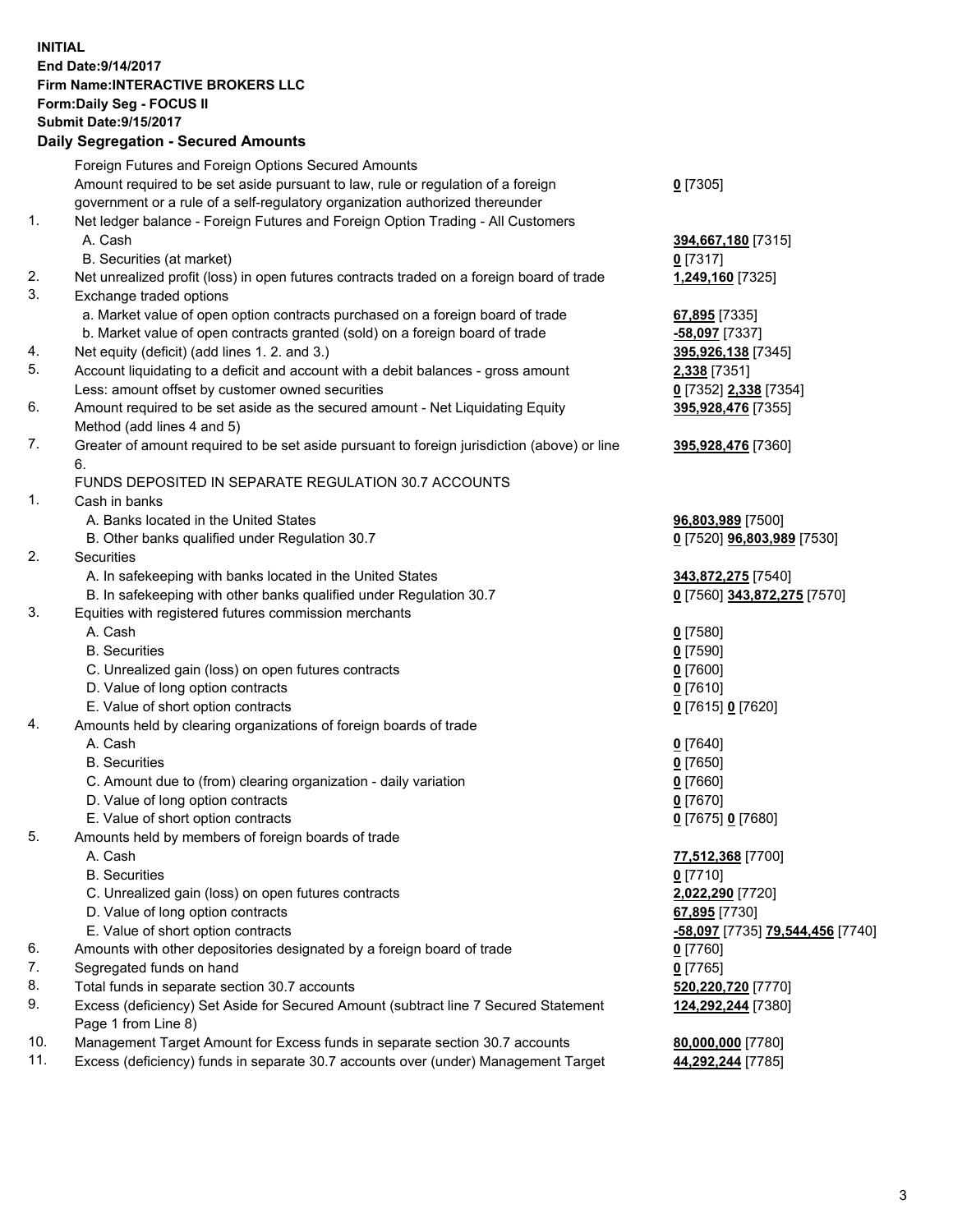**INITIAL**
**End Date:9/14/2017**
**Firm Name:INTERACTIVE BROKERS LLC**
**Form:Daily Seg - FOCUS II**
**Submit Date:9/15/2017**

## Daily Segregation - Secured Amounts

| | | |
|---|---|---|
| | Foreign Futures and Foreign Options Secured Amounts | |
| | Amount required to be set aside pursuant to law, rule or regulation of a foreign government or a rule of a self-regulatory organization authorized thereunder | **0** [7305] |
| 1. | Net ledger balance - Foreign Futures and Foreign Option Trading - All Customers | |
| | A. Cash | **394,667,180** [7315] |
| | B. Securities (at market) | **0** [7317] |
| 2. | Net unrealized profit (loss) in open futures contracts traded on a foreign board of trade | **1,249,160** [7325] |
| 3. | Exchange traded options | |
| | a. Market value of open option contracts purchased on a foreign board of trade | **67,895** [7335] |
| | b. Market value of open contracts granted (sold) on a foreign board of trade | **-58,097** [7337] |
| 4. | Net equity (deficit) (add lines 1. 2. and 3.) | **395,926,138** [7345] |
| 5. | Account liquidating to a deficit and account with a debit balances - gross amount | **2,338** [7351] |
| | Less: amount offset by customer owned securities | **0** [7352] **2,338** [7354] |
| 6. | Amount required to be set aside as the secured amount - Net Liquidating Equity Method (add lines 4 and 5) | **395,928,476** [7355] |
| 7. | Greater of amount required to be set aside pursuant to foreign jurisdiction (above) or line 6. | **395,928,476** [7360] |
| | FUNDS DEPOSITED IN SEPARATE REGULATION 30.7 ACCOUNTS | |
| 1. | Cash in banks | |
| | A. Banks located in the United States | **96,803,989** [7500] |
| | B. Other banks qualified under Regulation 30.7 | **0** [7520] **96,803,989** [7530] |
| 2. | Securities | |
| | A. In safekeeping with banks located in the United States | **343,872,275** [7540] |
| | B. In safekeeping with other banks qualified under Regulation 30.7 | **0** [7560] **343,872,275** [7570] |
| 3. | Equities with registered futures commission merchants | |
| | A. Cash | **0** [7580] |
| | B. Securities | **0** [7590] |
| | C. Unrealized gain (loss) on open futures contracts | **0** [7600] |
| | D. Value of long option contracts | **0** [7610] |
| | E. Value of short option contracts | **0** [7615] **0** [7620] |
| 4. | Amounts held by clearing organizations of foreign boards of trade | |
| | A. Cash | **0** [7640] |
| | B. Securities | **0** [7650] |
| | C. Amount due to (from) clearing organization - daily variation | **0** [7660] |
| | D. Value of long option contracts | **0** [7670] |
| | E. Value of short option contracts | **0** [7675] **0** [7680] |
| 5. | Amounts held by members of foreign boards of trade | |
| | A. Cash | **77,512,368** [7700] |
| | B. Securities | **0** [7710] |
| | C. Unrealized gain (loss) on open futures contracts | **2,022,290** [7720] |
| | D. Value of long option contracts | **67,895** [7730] |
| | E. Value of short option contracts | **-58,097** [7735] **79,544,456** [7740] |
| 6. | Amounts with other depositories designated by a foreign board of trade | **0** [7760] |
| 7. | Segregated funds on hand | **0** [7765] |
| 8. | Total funds in separate section 30.7 accounts | **520,220,720** [7770] |
| 9. | Excess (deficiency) Set Aside for Secured Amount (subtract line 7 Secured Statement Page 1 from Line 8) | **124,292,244** [7380] |
| 10. | Management Target Amount for Excess funds in separate section 30.7 accounts | **80,000,000** [7780] |
| 11. | Excess (deficiency) funds in separate 30.7 accounts over (under) Management Target | **44,292,244** [7785] |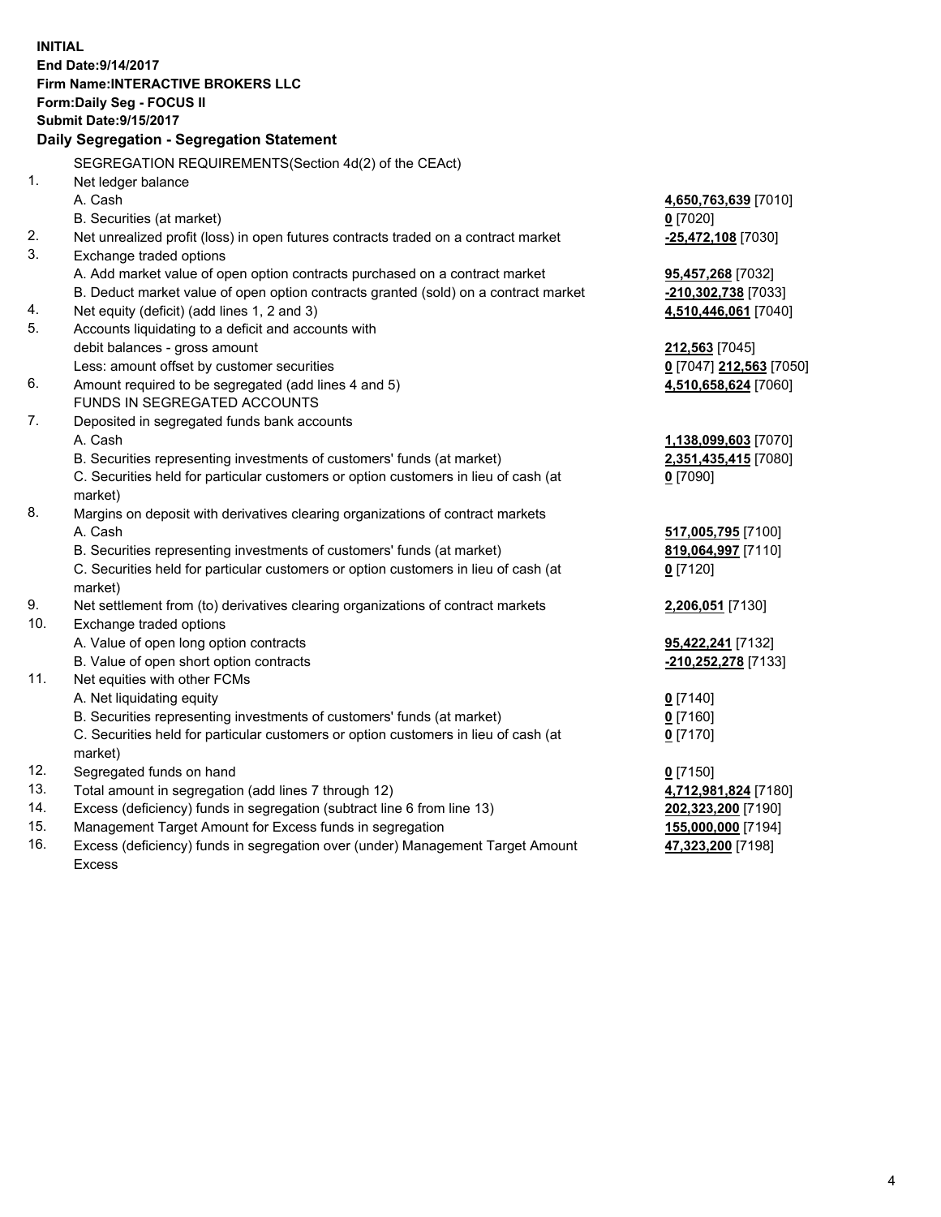**INITIAL**
**End Date:9/14/2017**
**Firm Name:INTERACTIVE BROKERS LLC**
**Form:Daily Seg - FOCUS II**
**Submit Date:9/15/2017**
**Daily Segregation - Segregation Statement**

SEGREGATION REQUIREMENTS(Section 4d(2) of the CEAct)

| | | |
|---|---|---|
| 1. | Net ledger balance | |
| | A. Cash | **4,650,763,639** [7010] |
| | B. Securities (at market) | **0** [7020] |
| 2. | Net unrealized profit (loss) in open futures contracts traded on a contract market | **-25,472,108** [7030] |
| 3. | Exchange traded options | |
| | A. Add market value of open option contracts purchased on a contract market | **95,457,268** [7032] |
| | B. Deduct market value of open option contracts granted (sold) on a contract market | **-210,302,738** [7033] |
| 4. | Net equity (deficit) (add lines 1, 2 and 3) | **4,510,446,061** [7040] |
| 5. | Accounts liquidating to a deficit and accounts with | |
| | debit balances - gross amount | **212,563** [7045] |
| | Less: amount offset by customer securities | **0** [7047] **212,563** [7050] |
| 6. | Amount required to be segregated (add lines 4 and 5) | **4,510,658,624** [7060] |
| | FUNDS IN SEGREGATED ACCOUNTS | |
| 7. | Deposited in segregated funds bank accounts | |
| | A. Cash | **1,138,099,603** [7070] |
| | B. Securities representing investments of customers' funds (at market) | **2,351,435,415** [7080] |
| | C. Securities held for particular customers or option customers in lieu of cash (at market) | **0** [7090] |
| 8. | Margins on deposit with derivatives clearing organizations of contract markets | |
| | A. Cash | **517,005,795** [7100] |
| | B. Securities representing investments of customers' funds (at market) | **819,064,997** [7110] |
| | C. Securities held for particular customers or option customers in lieu of cash (at market) | **0** [7120] |
| 9. | Net settlement from (to) derivatives clearing organizations of contract markets | **2,206,051** [7130] |
| 10. | Exchange traded options | |
| | A. Value of open long option contracts | **95,422,241** [7132] |
| | B. Value of open short option contracts | **-210,252,278** [7133] |
| 11. | Net equities with other FCMs | |
| | A. Net liquidating equity | **0** [7140] |
| | B. Securities representing investments of customers' funds (at market) | **0** [7160] |
| | C. Securities held for particular customers or option customers in lieu of cash (at market) | **0** [7170] |
| 12. | Segregated funds on hand | **0** [7150] |
| 13. | Total amount in segregation (add lines 7 through 12) | **4,712,981,824** [7180] |
| 14. | Excess (deficiency) funds in segregation (subtract line 6 from line 13) | **202,323,200** [7190] |
| 15. | Management Target Amount for Excess funds in segregation | **155,000,000** [7194] |
| 16. | Excess (deficiency) funds in segregation over (under) Management Target Amount Excess | **47,323,200** [7198] |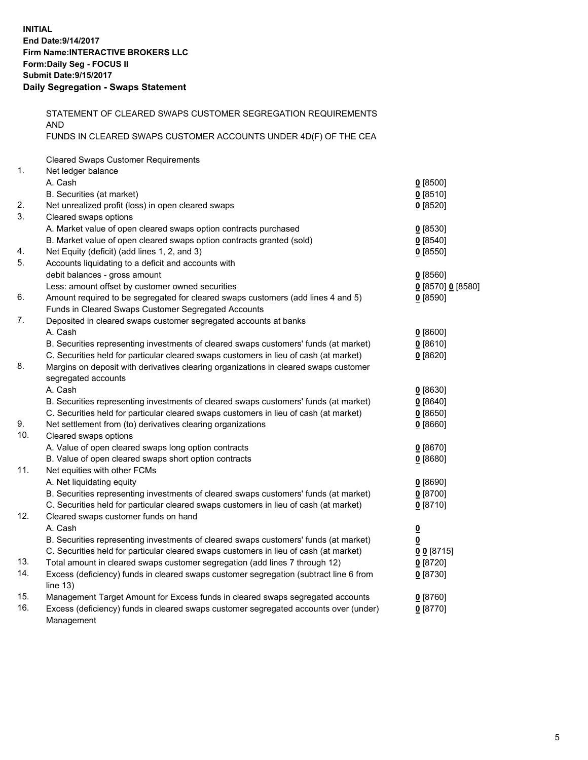**INITIAL**
**End Date:9/14/2017**
**Firm Name:INTERACTIVE BROKERS LLC**
**Form:Daily Seg - FOCUS II**
**Submit Date:9/15/2017**
**Daily Segregation - Swaps Statement**

STATEMENT OF CLEARED SWAPS CUSTOMER SEGREGATION REQUIREMENTS AND FUNDS IN CLEARED SWAPS CUSTOMER ACCOUNTS UNDER 4D(F) OF THE CEA

| | | |
|---|---|---|
| | Cleared Swaps Customer Requirements | |
| 1. | Net ledger balance | |
| | A. Cash | 0 [8500] |
| | B. Securities (at market) | 0 [8510] |
| 2. | Net unrealized profit (loss) in open cleared swaps | 0 [8520] |
| 3. | Cleared swaps options | |
| | A. Market value of open cleared swaps option contracts purchased | 0 [8530] |
| | B. Market value of open cleared swaps option contracts granted (sold) | 0 [8540] |
| 4. | Net Equity (deficit) (add lines 1, 2, and 3) | 0 [8550] |
| 5. | Accounts liquidating to a deficit and accounts with debit balances - gross amount | 0 [8560] |
| | Less: amount offset by customer owned securities | 0 [8570] 0 [8580] |
| 6. | Amount required to be segregated for cleared swaps customers (add lines 4 and 5) | 0 [8590] |
| | Funds in Cleared Swaps Customer Segregated Accounts | |
| 7. | Deposited in cleared swaps customer segregated accounts at banks | |
| | A. Cash | 0 [8600] |
| | B. Securities representing investments of cleared swaps customers' funds (at market) | 0 [8610] |
| | C. Securities held for particular cleared swaps customers in lieu of cash (at market) | 0 [8620] |
| 8. | Margins on deposit with derivatives clearing organizations in cleared swaps customer segregated accounts | |
| | A. Cash | 0 [8630] |
| | B. Securities representing investments of cleared swaps customers' funds (at market) | 0 [8640] |
| | C. Securities held for particular cleared swaps customers in lieu of cash (at market) | 0 [8650] |
| 9. | Net settlement from (to) derivatives clearing organizations | 0 [8660] |
| 10. | Cleared swaps options | |
| | A. Value of open cleared swaps long option contracts | 0 [8670] |
| | B. Value of open cleared swaps short option contracts | 0 [8680] |
| 11. | Net equities with other FCMs | |
| | A. Net liquidating equity | 0 [8690] |
| | B. Securities representing investments of cleared swaps customers' funds (at market) | 0 [8700] |
| | C. Securities held for particular cleared swaps customers in lieu of cash (at market) | 0 [8710] |
| 12. | Cleared swaps customer funds on hand | |
| | A. Cash | 0 |
| | B. Securities representing investments of cleared swaps customers' funds (at market) | 0 |
| | C. Securities held for particular cleared swaps customers in lieu of cash (at market) | 0 0 [8715] |
| 13. | Total amount in cleared swaps customer segregation (add lines 7 through 12) | 0 [8720] |
| 14. | Excess (deficiency) funds in cleared swaps customer segregation (subtract line 6 from line 13) | 0 [8730] |
| 15. | Management Target Amount for Excess funds in cleared swaps segregated accounts | 0 [8760] |
| 16. | Excess (deficiency) funds in cleared swaps customer segregated accounts over (under) Management | 0 [8770] |